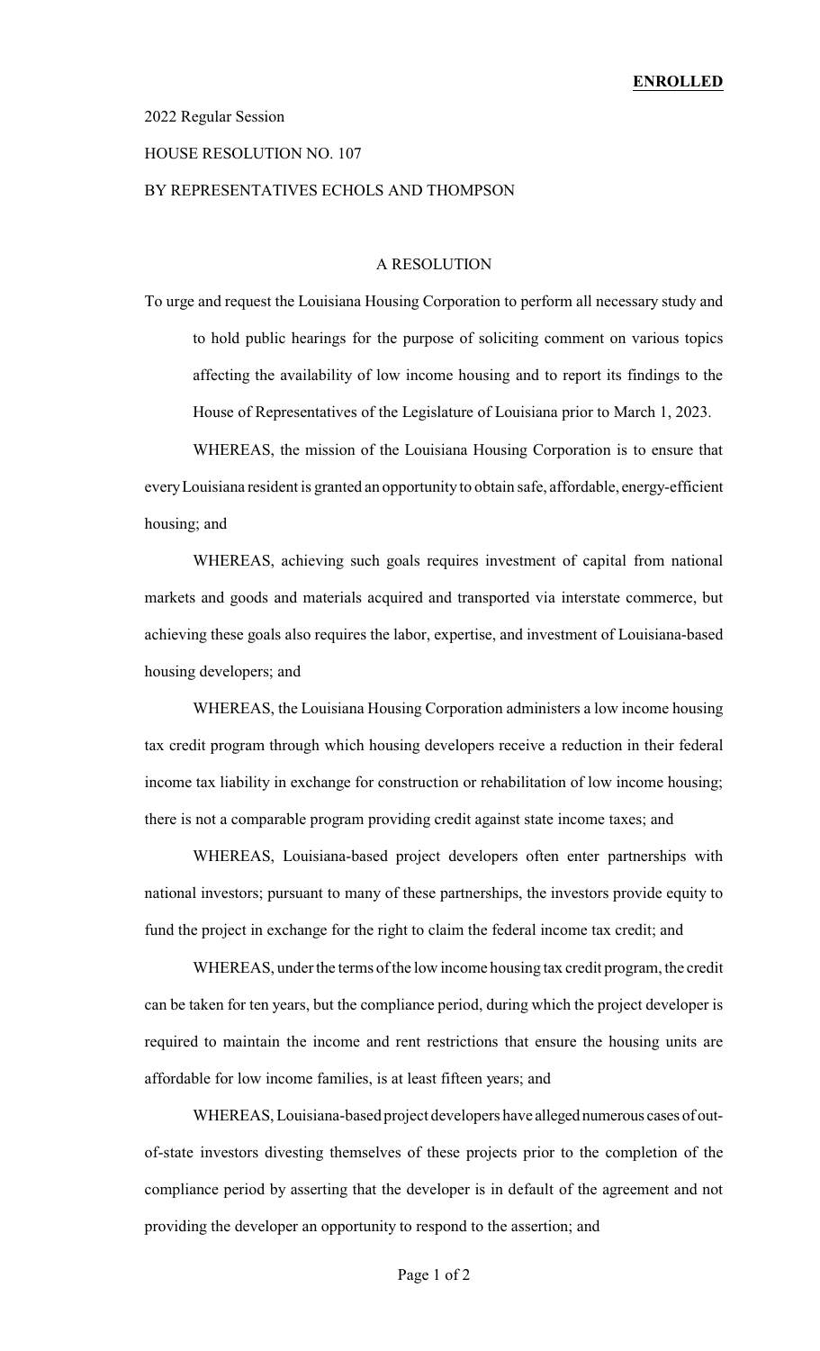**ENROLLED**

2022 Regular Session

HOUSE RESOLUTION NO. 107

BY REPRESENTATIVES ECHOLS AND THOMPSON

A RESOLUTION

To urge and request the Louisiana Housing Corporation to perform all necessary study and to hold public hearings for the purpose of soliciting comment on various topics affecting the availability of low income housing and to report its findings to the House of Representatives of the Legislature of Louisiana prior to March 1, 2023.

WHEREAS, the mission of the Louisiana Housing Corporation is to ensure that every Louisiana resident is granted an opportunity to obtain safe, affordable, energy-efficient housing; and

WHEREAS, achieving such goals requires investment of capital from national markets and goods and materials acquired and transported via interstate commerce, but achieving these goals also requires the labor, expertise, and investment of Louisiana-based housing developers; and

WHEREAS, the Louisiana Housing Corporation administers a low income housing tax credit program through which housing developers receive a reduction in their federal income tax liability in exchange for construction or rehabilitation of low income housing; there is not a comparable program providing credit against state income taxes; and

WHEREAS, Louisiana-based project developers often enter partnerships with national investors; pursuant to many of these partnerships, the investors provide equity to fund the project in exchange for the right to claim the federal income tax credit; and

WHEREAS, under the terms of the low income housing tax credit program, the credit can be taken for ten years, but the compliance period, during which the project developer is required to maintain the income and rent restrictions that ensure the housing units are affordable for low income families, is at least fifteen years; and

WHEREAS, Louisiana-based project developers have alleged numerous cases of out-of-state investors divesting themselves of these projects prior to the completion of the compliance period by asserting that the developer is in default of the agreement and not providing the developer an opportunity to respond to the assertion; and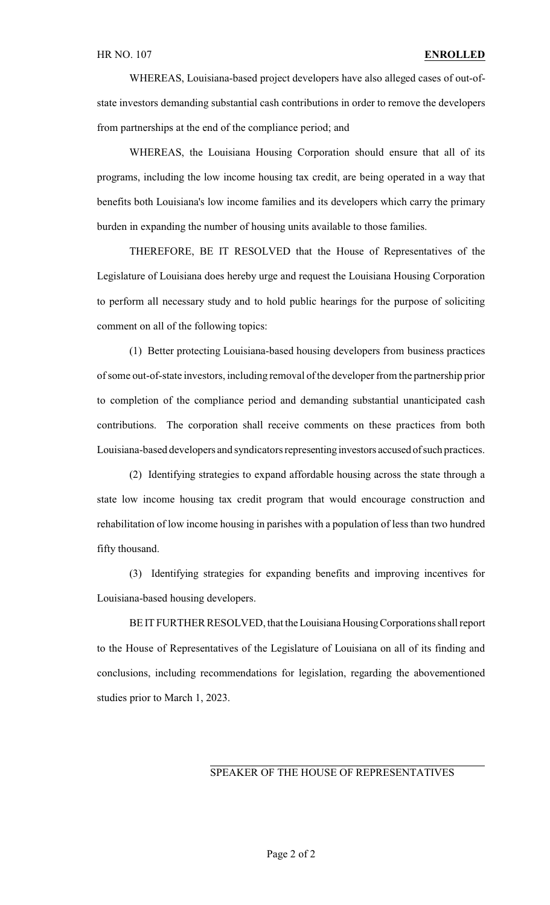WHEREAS, Louisiana-based project developers have also alleged cases of out-of-state investors demanding substantial cash contributions in order to remove the developers from partnerships at the end of the compliance period; and

WHEREAS, the Louisiana Housing Corporation should ensure that all of its programs, including the low income housing tax credit, are being operated in a way that benefits both Louisiana's low income families and its developers which carry the primary burden in expanding the number of housing units available to those families.

THEREFORE, BE IT RESOLVED that the House of Representatives of the Legislature of Louisiana does hereby urge and request the Louisiana Housing Corporation to perform all necessary study and to hold public hearings for the purpose of soliciting comment on all of the following topics:

(1) Better protecting Louisiana-based housing developers from business practices of some out-of-state investors, including removal of the developer from the partnership prior to completion of the compliance period and demanding substantial unanticipated cash contributions. The corporation shall receive comments on these practices from both Louisiana-based developers and syndicators representing investors accused of such practices.

(2) Identifying strategies to expand affordable housing across the state through a state low income housing tax credit program that would encourage construction and rehabilitation of low income housing in parishes with a population of less than two hundred fifty thousand.

(3) Identifying strategies for expanding benefits and improving incentives for Louisiana-based housing developers.

BE IT FURTHER RESOLVED, that the Louisiana Housing Corporations shall report to the House of Representatives of the Legislature of Louisiana on all of its finding and conclusions, including recommendations for legislation, regarding the abovementioned studies prior to March 1, 2023.

SPEAKER OF THE HOUSE OF REPRESENTATIVES